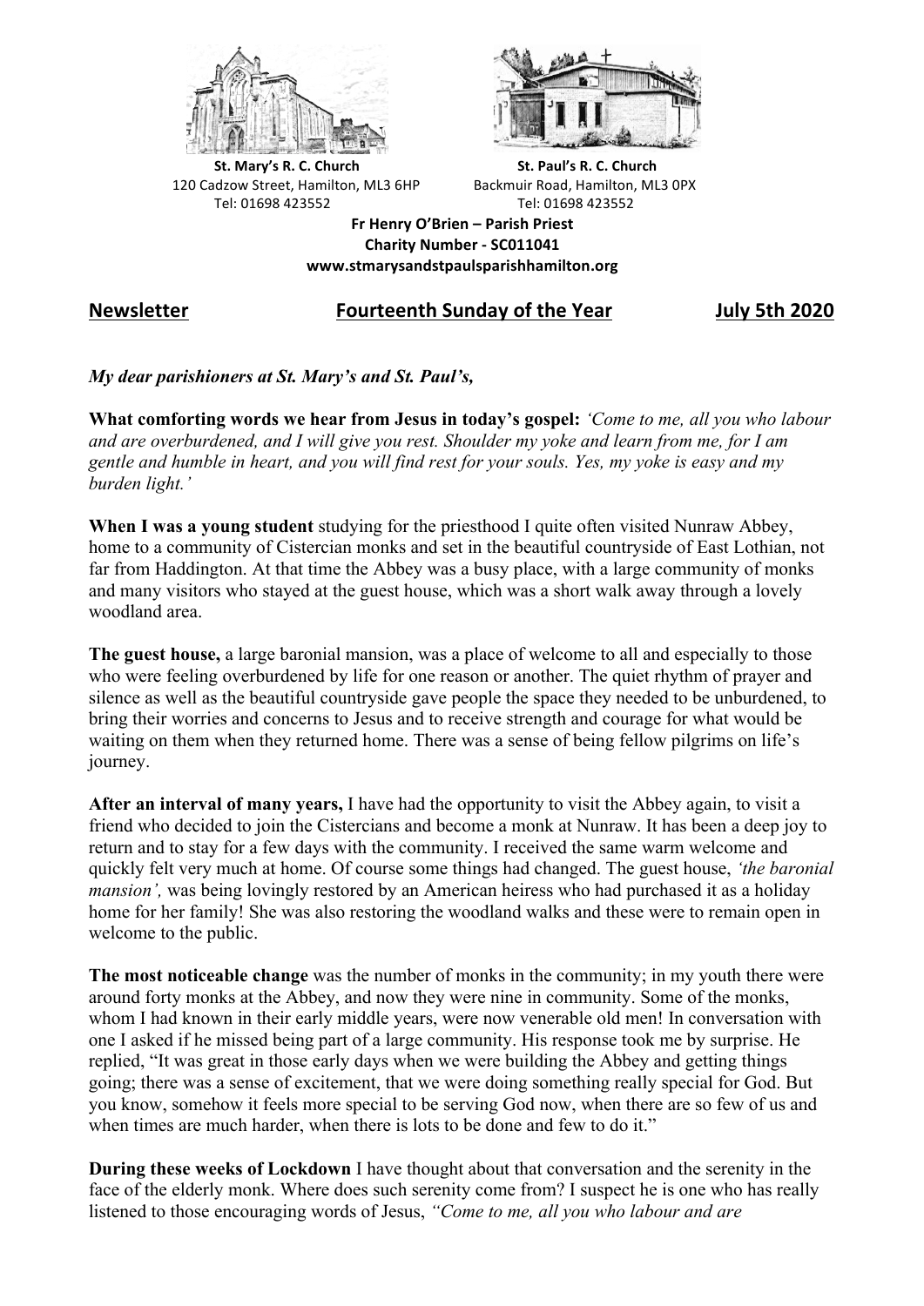St. Mary's R. C. Church
120 Cadzow Street, Hamilton, ML3 6HP
Tel: 01698 423552

St. Paul's R. C. Church
Backmuir Road, Hamilton, ML3 0PX
Tel: 01698 423552

**Fr Henry O'Brien – Parish Priest**
**Charity Number - SC011041**
**www.stmarysandstpaulsparishhamilton.org**

## Newsletter Fourteenth Sunday of the Year July 5th 2020

***My dear parishioners at St. Mary's and St. Paul's,***

**What comforting words we hear from Jesus in today's gospel:** *'Come to me, all you who labour and are overburdened, and I will give you rest. Shoulder my yoke and learn from me, for I am gentle and humble in heart, and you will find rest for your souls. Yes, my yoke is easy and my burden light.'*

**When I was a young student** studying for the priesthood I quite often visited Nunraw Abbey, home to a community of Cistercian monks and set in the beautiful countryside of East Lothian, not far from Haddington. At that time the Abbey was a busy place, with a large community of monks and many visitors who stayed at the guest house, which was a short walk away through a lovely woodland area.

**The guest house,** a large baronial mansion, was a place of welcome to all and especially to those who were feeling overburdened by life for one reason or another. The quiet rhythm of prayer and silence as well as the beautiful countryside gave people the space they needed to be unburdened, to bring their worries and concerns to Jesus and to receive strength and courage for what would be waiting on them when they returned home. There was a sense of being fellow pilgrims on life's journey.

**After an interval of many years,** I have had the opportunity to visit the Abbey again, to visit a friend who decided to join the Cistercians and become a monk at Nunraw. It has been a deep joy to return and to stay for a few days with the community. I received the same warm welcome and quickly felt very much at home. Of course some things had changed. The guest house, *'the baronial mansion',* was being lovingly restored by an American heiress who had purchased it as a holiday home for her family! She was also restoring the woodland walks and these were to remain open in welcome to the public.

**The most noticeable change** was the number of monks in the community; in my youth there were around forty monks at the Abbey, and now they were nine in community. Some of the monks, whom I had known in their early middle years, were now venerable old men! In conversation with one I asked if he missed being part of a large community. His response took me by surprise. He replied, "It was great in those early days when we were building the Abbey and getting things going; there was a sense of excitement, that we were doing something really special for God. But you know, somehow it feels more special to be serving God now, when there are so few of us and when times are much harder, when there is lots to be done and few to do it."

**During these weeks of Lockdown** I have thought about that conversation and the serenity in the face of the elderly monk. Where does such serenity come from? I suspect he is one who has really listened to those encouraging words of Jesus, *"Come to me, all you who labour and are*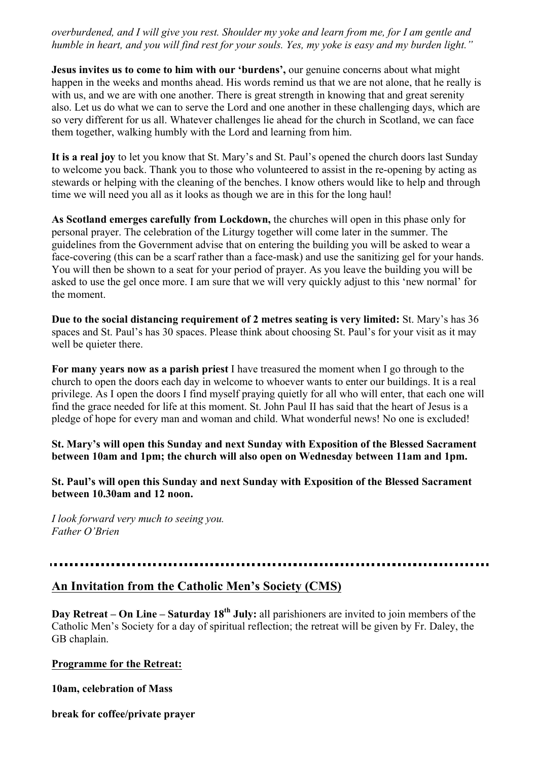*overburdened, and I will give you rest. Shoulder my yoke and learn from me, for I am gentle and humble in heart, and you will find rest for your souls. Yes, my yoke is easy and my burden light."*

**Jesus invites us to come to him with our 'burdens',** our genuine concerns about what might happen in the weeks and months ahead. His words remind us that we are not alone, that he really is with us, and we are with one another. There is great strength in knowing that and great serenity also. Let us do what we can to serve the Lord and one another in these challenging days, which are so very different for us all. Whatever challenges lie ahead for the church in Scotland, we can face them together, walking humbly with the Lord and learning from him.

**It is a real joy** to let you know that St. Mary's and St. Paul's opened the church doors last Sunday to welcome you back. Thank you to those who volunteered to assist in the re-opening by acting as stewards or helping with the cleaning of the benches. I know others would like to help and through time we will need you all as it looks as though we are in this for the long haul!

**As Scotland emerges carefully from Lockdown,** the churches will open in this phase only for personal prayer. The celebration of the Liturgy together will come later in the summer. The guidelines from the Government advise that on entering the building you will be asked to wear a face-covering (this can be a scarf rather than a face-mask) and use the sanitizing gel for your hands. You will then be shown to a seat for your period of prayer. As you leave the building you will be asked to use the gel once more. I am sure that we will very quickly adjust to this 'new normal' for the moment.

**Due to the social distancing requirement of 2 metres seating is very limited:** St. Mary's has 36 spaces and St. Paul's has 30 spaces. Please think about choosing St. Paul's for your visit as it may well be quieter there.

**For many years now as a parish priest** I have treasured the moment when I go through to the church to open the doors each day in welcome to whoever wants to enter our buildings. It is a real privilege. As I open the doors I find myself praying quietly for all who will enter, that each one will find the grace needed for life at this moment. St. John Paul II has said that the heart of Jesus is a pledge of hope for every man and woman and child. What wonderful news! No one is excluded!

**St. Mary's will open this Sunday and next Sunday with Exposition of the Blessed Sacrament between 10am and 1pm; the church will also open on Wednesday between 11am and 1pm.**

**St. Paul's will open this Sunday and next Sunday with Exposition of the Blessed Sacrament between 10.30am and 12 noon.**

*I look forward very much to seeing you.*
*Father O'Brien*

---

## An Invitation from the Catholic Men's Society (CMS)

**Day Retreat – On Line – Saturday 18th July:** all parishioners are invited to join members of the Catholic Men's Society for a day of spiritual reflection; the retreat will be given by Fr. Daley, the GB chaplain.

**Programme for the Retreat:**

**10am, celebration of Mass**

**break for coffee/private prayer**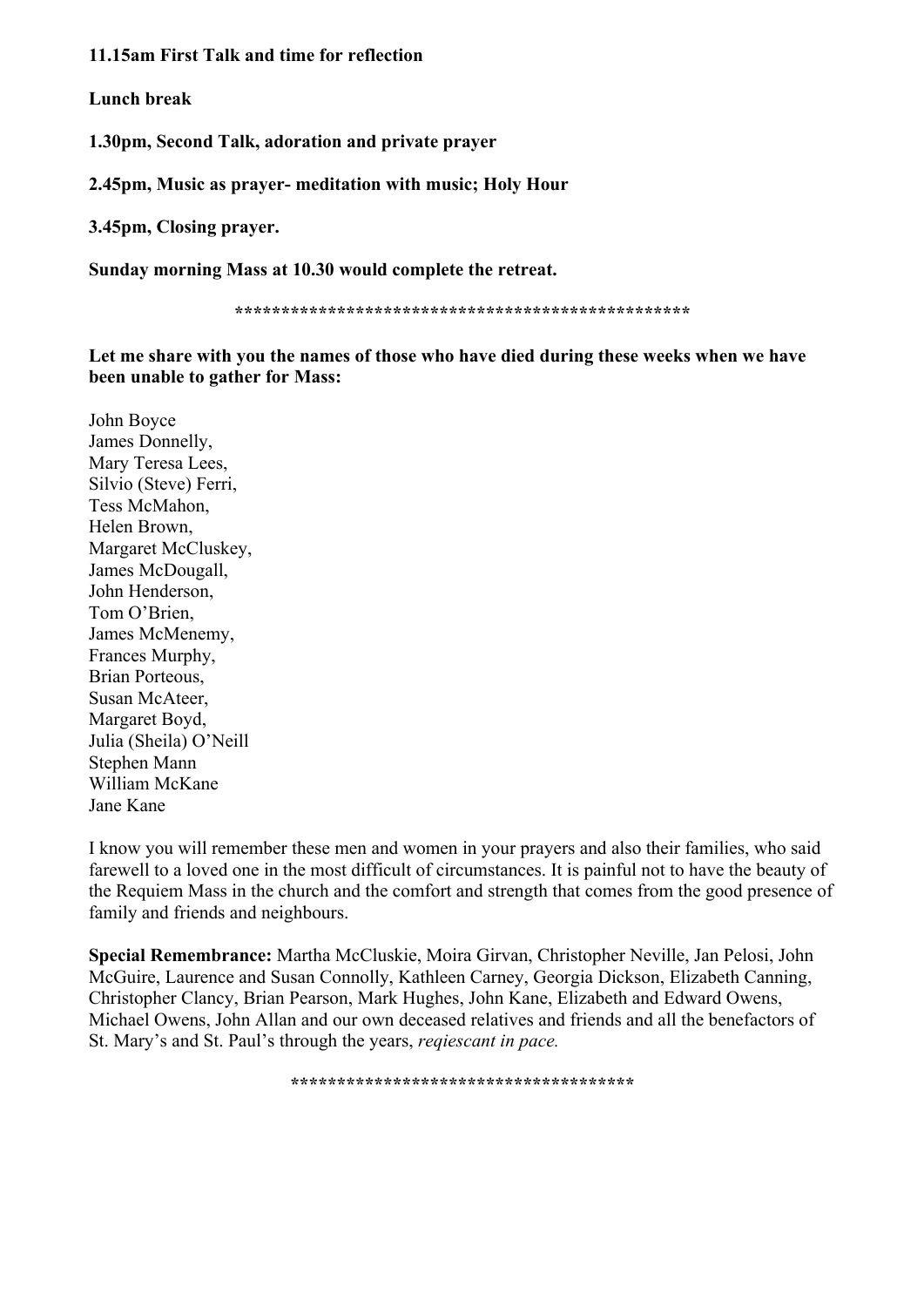**11.15am First Talk and time for reflection**

**Lunch break**

**1.30pm, Second Talk, adoration and private prayer**

**2.45pm, Music as prayer- meditation with music; Holy Hour**

**3.45pm, Closing prayer.**

**Sunday morning Mass at 10.30 would complete the retreat.**

**************************************************

**Let me share with you the names of those who have died during these weeks when we have been unable to gather for Mass:**

John Boyce  
James Donnelly,  
Mary Teresa Lees,  
Silvio (Steve) Ferri,  
Tess McMahon,  
Helen Brown,  
Margaret McCluskey,  
James McDougall,  
John Henderson,  
Tom O'Brien,  
James McMenemy,  
Frances Murphy,  
Brian Porteous,  
Susan McAteer,  
Margaret Boyd,  
Julia (Sheila) O'Neill  
Stephen Mann  
William McKane  
Jane Kane

I know you will remember these men and women in your prayers and also their families, who said farewell to a loved one in the most difficult of circumstances. It is painful not to have the beauty of the Requiem Mass in the church and the comfort and strength that comes from the good presence of family and friends and neighbours.

**Special Remembrance:** Martha McCluskie, Moira Girvan, Christopher Neville, Jan Pelosi, John McGuire, Laurence and Susan Connolly, Kathleen Carney, Georgia Dickson, Elizabeth Canning, Christopher Clancy, Brian Pearson, Mark Hughes, John Kane, Elizabeth and Edward Owens, Michael Owens, John Allan and our own deceased relatives and friends and all the benefactors of St. Mary's and St. Paul's through the years, *reqiescant in pace.*

*************************************